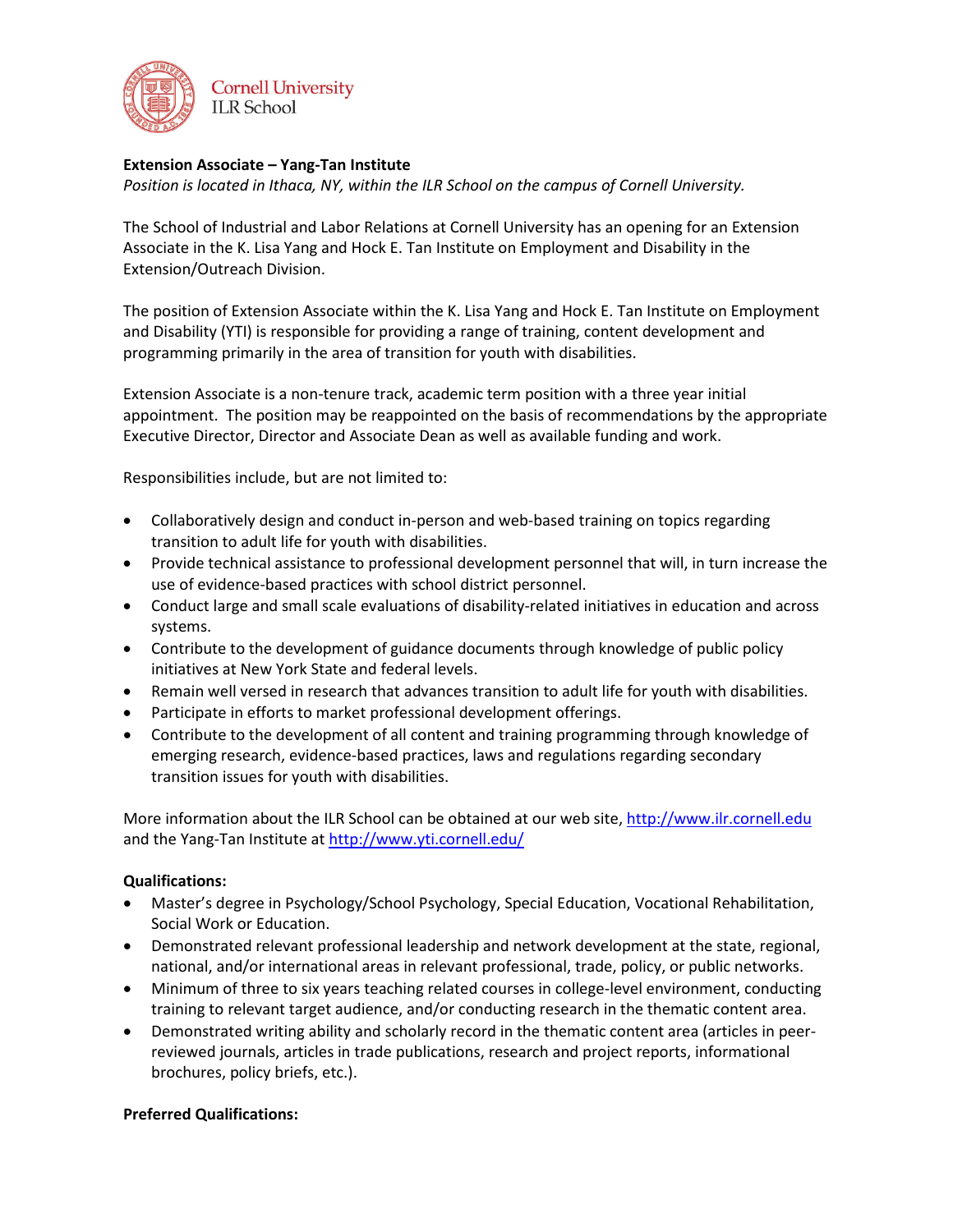Cornell University
ILR School

**Extension Associate – Yang-Tan Institute**
*Position is located in Ithaca, NY, within the ILR School on the campus of Cornell University.*

The School of Industrial and Labor Relations at Cornell University has an opening for an Extension Associate in the K. Lisa Yang and Hock E. Tan Institute on Employment and Disability in the Extension/Outreach Division.

The position of Extension Associate within the K. Lisa Yang and Hock E. Tan Institute on Employment and Disability (YTI) is responsible for providing a range of training, content development and programming primarily in the area of transition for youth with disabilities.

Extension Associate is a non-tenure track, academic term position with a three year initial appointment. The position may be reappointed on the basis of recommendations by the appropriate Executive Director, Director and Associate Dean as well as available funding and work.

Responsibilities include, but are not limited to:

- Collaboratively design and conduct in-person and web-based training on topics regarding transition to adult life for youth with disabilities.
- Provide technical assistance to professional development personnel that will, in turn increase the use of evidence-based practices with school district personnel.
- Conduct large and small scale evaluations of disability-related initiatives in education and across systems.
- Contribute to the development of guidance documents through knowledge of public policy initiatives at New York State and federal levels.
- Remain well versed in research that advances transition to adult life for youth with disabilities.
- Participate in efforts to market professional development offerings.
- Contribute to the development of all content and training programming through knowledge of emerging research, evidence-based practices, laws and regulations regarding secondary transition issues for youth with disabilities.

More information about the ILR School can be obtained at our web site, http://www.ilr.cornell.edu and the Yang-Tan Institute at http://www.yti.cornell.edu/

**Qualifications:**

- Master's degree in Psychology/School Psychology, Special Education, Vocational Rehabilitation, Social Work or Education.
- Demonstrated relevant professional leadership and network development at the state, regional, national, and/or international areas in relevant professional, trade, policy, or public networks.
- Minimum of three to six years teaching related courses in college-level environment, conducting training to relevant target audience, and/or conducting research in the thematic content area.
- Demonstrated writing ability and scholarly record in the thematic content area (articles in peer-reviewed journals, articles in trade publications, research and project reports, informational brochures, policy briefs, etc.).

**Preferred Qualifications:**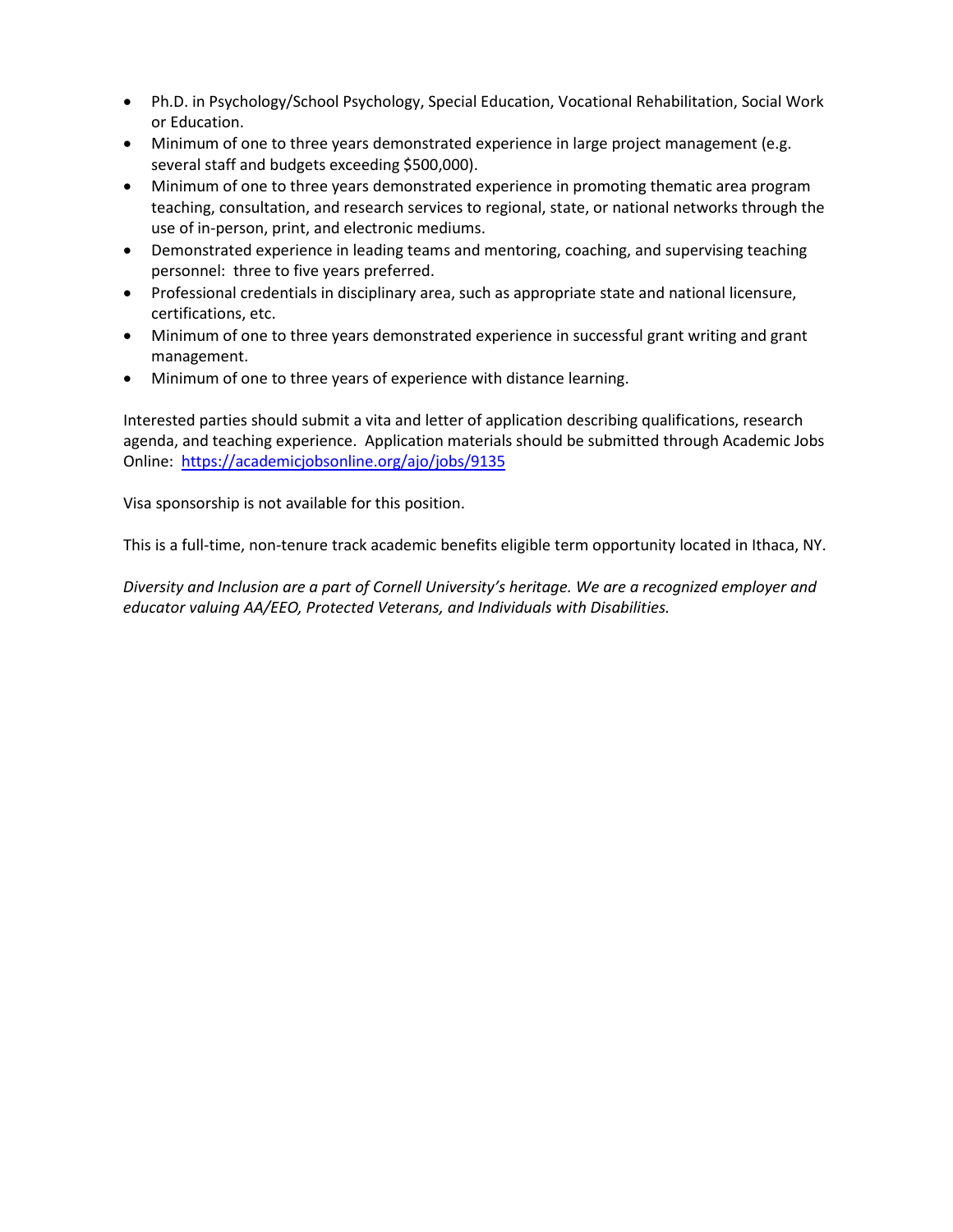- Ph.D. in Psychology/School Psychology, Special Education, Vocational Rehabilitation, Social Work or Education.
- Minimum of one to three years demonstrated experience in large project management (e.g. several staff and budgets exceeding $500,000).
- Minimum of one to three years demonstrated experience in promoting thematic area program teaching, consultation, and research services to regional, state, or national networks through the use of in-person, print, and electronic mediums.
- Demonstrated experience in leading teams and mentoring, coaching, and supervising teaching personnel: three to five years preferred.
- Professional credentials in disciplinary area, such as appropriate state and national licensure, certifications, etc.
- Minimum of one to three years demonstrated experience in successful grant writing and grant management.
- Minimum of one to three years of experience with distance learning.

Interested parties should submit a vita and letter of application describing qualifications, research agenda, and teaching experience. Application materials should be submitted through Academic Jobs Online: [https://academicjobsonline.org/ajo/jobs/9135](https://academicjobsonline.org/ajo/jobs/9135)

Visa sponsorship is not available for this position.

This is a full-time, non-tenure track academic benefits eligible term opportunity located in Ithaca, NY.

*Diversity and Inclusion are a part of Cornell University's heritage. We are a recognized employer and educator valuing AA/EEO, Protected Veterans, and Individuals with Disabilities.*